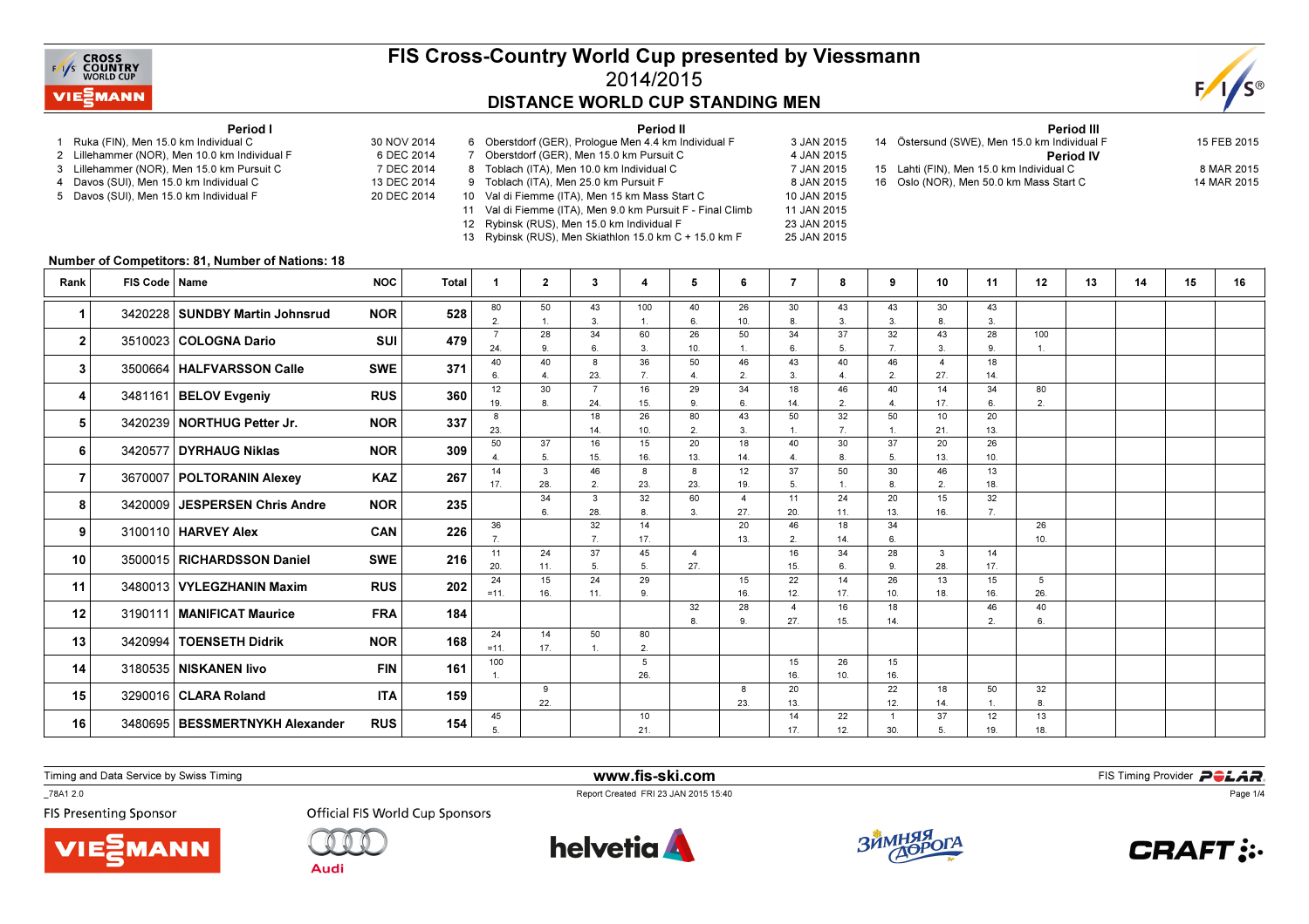# FIS Cross-Country World Cup presented by Viessmann

## 2014/2015

## DISTANCE WORLD CUP STANDING MEN

**Period I**

1. Ruka (FIN), Men 15.0 km Individual C — 30 NOV 2014
2. Lillehammer (NOR), Men 10.0 km Individual F — 6 DEC 2014
3. Lillehammer (NOR), Men 15.0 km Pursuit C — 7 DEC 2014
4. Davos (SUI), Men 15.0 km Individual C — 13 DEC 2014
5. Davos (SUI), Men 15.0 km Individual F — 20 DEC 2014

**Period II**

6. Oberstdorf (GER), Prologue Men 4.4 km Individual F — 3 JAN 2015
7. Oberstdorf (GER), Men 15.0 km Pursuit C — 4 JAN 2015
8. Toblach (ITA), Men 10.0 km Individual C — 7 JAN 2015
9. Toblach (ITA), Men 25.0 km Pursuit F — 8 JAN 2015
10. Val di Fiemme (ITA), Men 15 km Mass Start C — 10 JAN 2015
11. Val di Fiemme (ITA), Men 9.0 km Pursuit F - Final Climb — 11 JAN 2015
12. Rybinsk (RUS), Men 15.0 km Individual F — 23 JAN 2015
13. Rybinsk (RUS), Men Skiathlon 15.0 km C + 15.0 km F — 25 JAN 2015

**Period III**

14. Östersund (SWE), Men 15.0 km Individual F — 15 FEB 2015

**Period IV**

15. Lahti (FIN), Men 15.0 km Individual C — 8 MAR 2015
16. Oslo (NOR), Men 50.0 km Mass Start C — 14 MAR 2015

**Number of Competitors: 81, Number of Nations: 18**

| Rank | FIS Code | Name | NOC | Total | 1 | 2 | 3 | 4 | 5 | 6 | 7 | 8 | 9 | 10 | 11 | 12 | 13 | 14 | 15 | 16 |
|---|---|---|---|---|---|---|---|---|---|---|---|---|---|---|---|---|---|---|---|---|
| 1 | 3420228 | SUNDBY Martin Johnsrud | NOR | 528 | 80 2. | 50 1. | 43 3. | 100 1. | 40 6. | 26 10. | 30 8. | 43 3. | 43 3. | 30 8. | 43 3. | | | | | |
| 2 | 3510023 | COLOGNA Dario | SUI | 479 | 7 24. | 28 9. | 34 6. | 60 3. | 26 10. | 50 1. | 34 6. | 37 5. | 32 7. | 43 3. | 28 9. | 100 1. | | | | |
| 3 | 3500664 | HALFVARSSON Calle | SWE | 371 | 40 6. | 40 4. | 8 23. | 36 7. | 50 4. | 46 2. | 43 3. | 40 4. | 46 2. | 4 27. | 18 14. | | | | | |
| 4 | 3481161 | BELOV Evgeniy | RUS | 360 | 12 19. | 30 8. | 7 24. | 16 15. | 29 9. | 34 6. | 18 14. | 46 2. | 40 4. | 14 17. | 34 6. | 80 2. | | | | |
| 5 | 3420239 | NORTHUG Petter Jr. | NOR | 337 | 8 23. | | 18 14. | 26 10. | 80 2. | 43 3. | 50 1. | 32 7. | 50 1. | 10 21. | 20 13. | | | | | |
| 6 | 3420577 | DYRHAUG Niklas | NOR | 309 | 50 4. | 37 5. | 16 15. | 15 16. | 20 13. | 18 14. | 40 4. | 30 8. | 37 5. | 20 13. | 26 10. | | | | | |
| 7 | 3670007 | POLTORANIN Alexey | KAZ | 267 | 14 17. | 3 28. | 46 2. | 8 23. | 8 23. | 12 19. | 37 5. | 50 1. | 30 8. | 46 2. | 13 18. | | | | | |
| 8 | 3420009 | JESPERSEN Chris Andre | NOR | 235 | | 34 6. | 3 28. | 32 8. | 60 3. | 4 27. | 11 20. | 24 11. | 20 13. | 15 16. | 32 7. | | | | | |
| 9 | 3100110 | HARVEY Alex | CAN | 226 | 36 7. | | 32 7. | 14 17. | | 20 13. | 46 2. | 18 14. | 34 6. | | | 26 10. | | | | |
| 10 | 3500015 | RICHARDSSON Daniel | SWE | 216 | 11 20. | 24 11. | 37 5. | 45 5. | 4 27. | | 16 15. | 34 6. | 28 9. | 3 28. | 14 17. | | | | | |
| 11 | 3480013 | VYLEGZHANIN Maxim | RUS | 202 | 24 =11. | 15 16. | 24 11. | 29 9. | | 15 16. | 22 12. | 14 17. | 26 10. | 13 18. | 15 16. | 5 26. | | | | |
| 12 | 3190111 | MANIFICAT Maurice | FRA | 184 | | | | | 32 8. | 28 9. | 4 27. | 16 15. | 18 14. | | 46 2. | 40 6. | | | | |
| 13 | 3420994 | TOENSETH Didrik | NOR | 168 | 24 =11. | 14 17. | 50 1. | 80 2. | | | | | | | | | | | | |
| 14 | 3180535 | NISKANEN Iivo | FIN | 161 | 100 1. | | | 5 26. | | | 15 16. | 26 10. | 15 16. | | | | | | | |
| 15 | 3290016 | CLARA Roland | ITA | 159 | | 9 22. | | | | 8 23. | 20 13. | | 22 12. | 18 14. | 50 1. | 32 8. | | | | |
| 16 | 3480695 | BESSMERTNYKH Alexander | RUS | 154 | 45 5. | | | 10 21. | | | 14 17. | 22 12. | 1 30. | 37 5. | 12 19. | 13 18. | | | | |

Timing and Data Service by Swiss Timing — www.fis-ski.com — FIS Timing Provider POLAR

_78A1 2.0 — Report Created FRI 23 JAN 2015 15:40

FIS Presenting Sponsor: VIESSMANN — Official FIS World Cup Sponsors: Audi, helvetia, Зимняя Дорога, CRAFT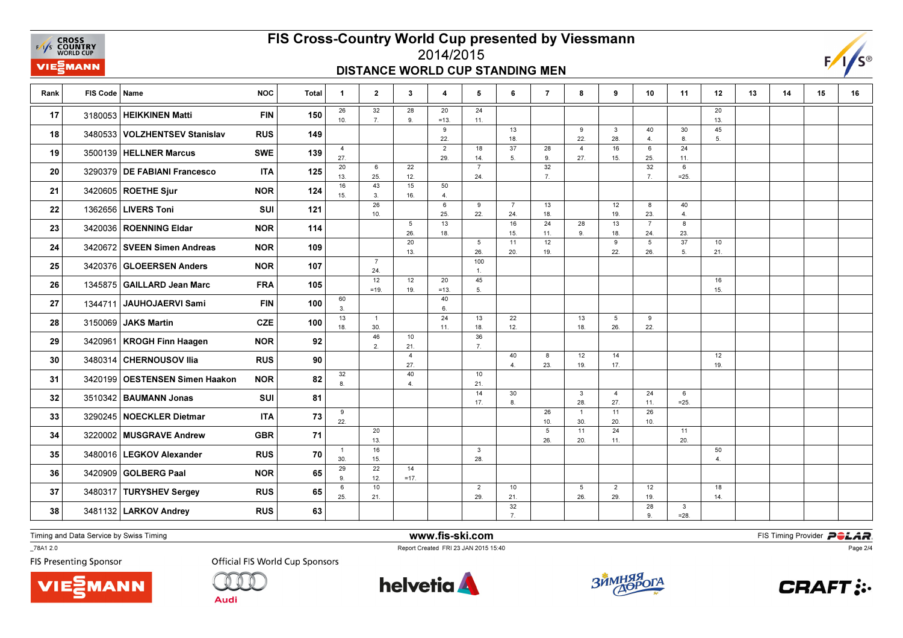# FIS Cross-Country World Cup presented by Viessmann

## 2014/2015

### DISTANCE WORLD CUP STANDING MEN

| Rank | FIS Code | Name | NOC | Total | 1 | 2 | 3 | 4 | 5 | 6 | 7 | 8 | 9 | 10 | 11 | 12 | 13 | 14 | 15 | 16 |
|---|---|---|---|---|---|---|---|---|---|---|---|---|---|---|---|---|---|---|---|---|
| 17 | 3180053 | HEIKKINEN Matti | FIN | 150 | 26 10. | 32 7. | 28 9. | 20 =13. | 24 11. | | | | | | | 20 13. | | | | |
| 18 | 3480533 | VOLZHENTSEV Stanislav | RUS | 149 | | | | 9 22. | | 13 18. | | 9 22. | 3 28. | 40 4. | 30 8. | 45 5. | | | | |
| 19 | 3500139 | HELLNER Marcus | SWE | 139 | 4 27. | | | 2 29. | 18 14. | 37 5. | 28 9. | 4 27. | 16 15. | 6 25. | 24 11. | | | | | |
| 20 | 3290379 | DE FABIANI Francesco | ITA | 125 | 20 13. | 6 25. | 22 12. | | 7 24. | | 32 7. | | | 32 7. | 6 =25. | | | | | |
| 21 | 3420605 | ROETHE Sjur | NOR | 124 | 16 15. | 43 3. | 15 16. | 50 4. | | | | | | | | | | | | |
| 22 | 1362656 | LIVERS Toni | SUI | 121 | | 26 10. | | 6 25. | 9 22. | 7 24. | 13 18. | | 12 19. | 8 23. | 40 4. | | | | | |
| 23 | 3420036 | ROENNING Eldar | NOR | 114 | | | 5 26. | 13 18. | | 16 15. | 24 11. | 28 9. | 13 18. | 7 24. | 8 23. | | | | | |
| 24 | 3420672 | SVEEN Simen Andreas | NOR | 109 | | | 20 13. | | 5 26. | 11 20. | 12 19. | | 9 22. | 5 26. | 37 5. | 10 21. | | | | |
| 25 | 3420376 | GLOEERSEN Anders | NOR | 107 | | 7 24. | | | 100 1. | | | | | | | | | | | |
| 26 | 1345875 | GAILLARD Jean Marc | FRA | 105 | | 12 =19. | 12 19. | 20 =13. | 45 5. | | | | | | | 16 15. | | | | |
| 27 | 1344711 | JAUHOJAERVI Sami | FIN | 100 | 60 3. | | | 40 6. | | | | | | | | | | | | |
| 28 | 3150069 | JAKS Martin | CZE | 100 | 13 18. | 1 30. | | 24 11. | 13 18. | 22 12. | | 13 18. | 5 26. | 9 22. | | | | | | |
| 29 | 3420961 | KROGH Finn Haagen | NOR | 92 | | 46 2. | 10 21. | | 36 7. | | | | | | | | | | | |
| 30 | 3480314 | CHERNOUSOV Ilia | RUS | 90 | | | 4 27. | | | 40 4. | 8 23. | 12 19. | 14 17. | | | 12 19. | | | | |
| 31 | 3420199 | OESTENSEN Simen Haakon | NOR | 82 | 32 8. | | 40 4. | | 10 21. | | | | | | | | | | | |
| 32 | 3510342 | BAUMANN Jonas | SUI | 81 | | | | | 14 17. | 30 8. | | 3 28. | 4 27. | 24 11. | 6 =25. | | | | | |
| 33 | 3290245 | NOECKLER Dietmar | ITA | 73 | 9 22. | | | | | | 26 10. | 1 30. | 11 20. | 26 10. | | | | | | |
| 34 | 3220002 | MUSGRAVE Andrew | GBR | 71 | | 20 13. | | | | | 5 26. | 11 20. | 24 11. | | 11 20. | | | | | |
| 35 | 3480016 | LEGKOV Alexander | RUS | 70 | 1 30. | 16 15. | | | 3 28. | | | | | | | 50 4. | | | | |
| 36 | 3420909 | GOLBERG Paal | NOR | 65 | 29 9. | 22 12. | 14 =17. | | | | | | | | | | | | | |
| 37 | 3480317 | TURYSHEV Sergey | RUS | 65 | 6 25. | 10 21. | | | 2 29. | 10 21. | | 5 26. | 2 29. | 12 19. | | 18 14. | | | | |
| 38 | 3481132 | LARKOV Andrey | RUS | 63 | | | | | | 32 7. | | | | 28 9. | 3 =28. | | | | | |

Timing and Data Service by Swiss Timing

www.fis-ski.com

FIS Timing Provider POLAR

_78A1 2.0

Report Created FRI 23 JAN 2015 15:40

FIS Presenting Sponsor

Official FIS World Cup Sponsors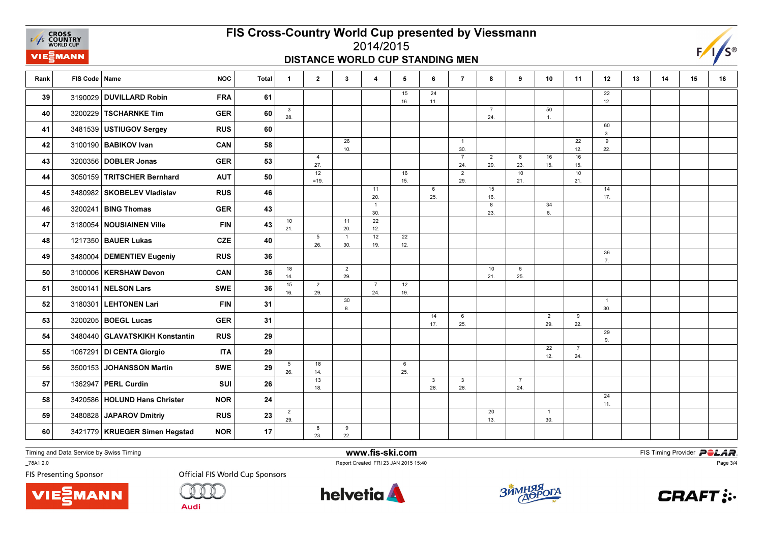# FIS Cross-Country World Cup presented by Viessmann

## 2014/2015

### DISTANCE WORLD CUP STANDING MEN

| Rank | FIS Code | Name | NOC | Total | 1 | 2 | 3 | 4 | 5 | 6 | 7 | 8 | 9 | 10 | 11 | 12 | 13 | 14 | 15 | 16 |
|---|---|---|---|---|---|---|---|---|---|---|---|---|---|---|---|---|---|---|---|---|
| 39 | 3190029 | DUVILLARD Robin | FRA | 61 | | | | | 15 16. | 24 11. | | | | | | 22 12. | | | | |
| 40 | 3200229 | TSCHARNKE Tim | GER | 60 | 3 28. | | | | | | | 7 24. | | 50 1. | | | | | | |
| 41 | 3481539 | USTIUGOV Sergey | RUS | 60 | | | | | | | | | | | | 60 3. | | | | |
| 42 | 3100190 | BABIKOV Ivan | CAN | 58 | | | 26 10. | | | | 1 30. | | | | 22 12. | 9 22. | | | | |
| 43 | 3200356 | DOBLER Jonas | GER | 53 | | 4 27. | | | | | 7 24. | 2 29. | 8 23. | 16 15. | 16 15. | | | | | |
| 44 | 3050159 | TRITSCHER Bernhard | AUT | 50 | | 12 =19. | | | 16 15. | | 2 29. | | 10 21. | | 10 21. | | | | | |
| 45 | 3480982 | SKOBELEV Vladislav | RUS | 46 | | | | 11 20. | | 6 25. | | 15 16. | | | | 14 17. | | | | |
| 46 | 3200241 | BING Thomas | GER | 43 | | | | 1 30. | | | | 8 23. | | 34 6. | | | | | | |
| 47 | 3180054 | NOUSIAINEN Ville | FIN | 43 | 10 21. | | 11 20. | 22 12. | | | | | | | | | | | | |
| 48 | 1217350 | BAUER Lukas | CZE | 40 | | 5 26. | 1 30. | 12 19. | 22 12. | | | | | | | | | | | |
| 49 | 3480004 | DEMENTIEV Eugeniy | RUS | 36 | | | | | | | | | | | | 36 7. | | | | |
| 50 | 3100006 | KERSHAW Devon | CAN | 36 | 18 14. | | 2 29. | | | | | 10 21. | 6 25. | | | | | | | |
| 51 | 3500141 | NELSON Lars | SWE | 36 | 15 16. | 2 29. | | 7 24. | 12 19. | | | | | | | | | | | |
| 52 | 3180301 | LEHTONEN Lari | FIN | 31 | | | 30 8. | | | | | | | | | 1 30. | | | | |
| 53 | 3200205 | BOEGL Lucas | GER | 31 | | | | | | 14 17. | 6 25. | | | 2 29. | 9 22. | | | | | |
| 54 | 3480440 | GLAVATSKIKH Konstantin | RUS | 29 | | | | | | | | | | | | 29 9. | | | | |
| 55 | 1067291 | DI CENTA Giorgio | ITA | 29 | | | | | | | | | | 22 12. | 7 24. | | | | | |
| 56 | 3500153 | JOHANSSON Martin | SWE | 29 | 5 26. | 18 14. | | | 6 25. | | | | | | | | | | | |
| 57 | 1362947 | PERL Curdin | SUI | 26 | | 13 18. | | | | 3 28. | 3 28. | | 7 24. | | | | | | | |
| 58 | 3420586 | HOLUND Hans Christer | NOR | 24 | | | | | | | | | | | | 24 11. | | | | |
| 59 | 3480828 | JAPAROV Dmitriy | RUS | 23 | 2 29. | | | | | | | 20 13. | | 1 30. | | | | | | |
| 60 | 3421779 | KRUEGER Simen Hegstad | NOR | 17 | | 8 23. | 9 22. | | | | | | | | | | | | | |

Timing and Data Service by Swiss Timing

www.fis-ski.com

FIS Timing Provider POLAR

_78A1 2.0

Report Created FRI 23 JAN 2015 15:40

FIS Presenting Sponsor

Official FIS World Cup Sponsors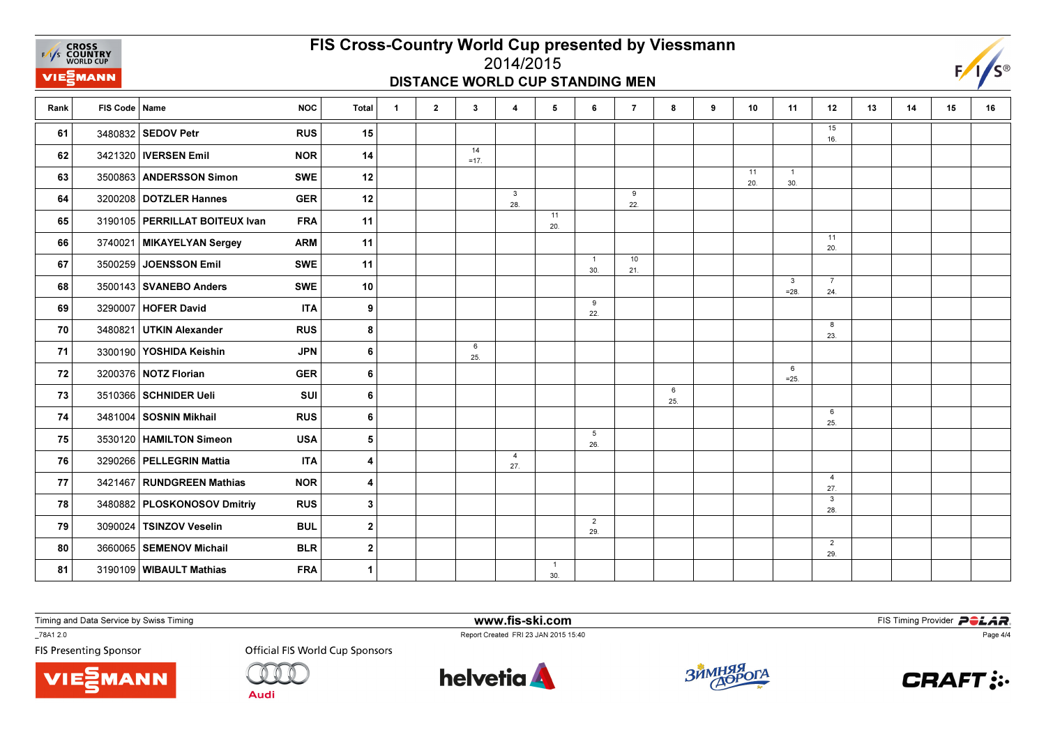# FIS Cross-Country World Cup presented by Viessmann

2014/2015

## DISTANCE WORLD CUP STANDING MEN

| Rank | FIS Code | Name | NOC | Total | 1 | 2 | 3 | 4 | 5 | 6 | 7 | 8 | 9 | 10 | 11 | 12 | 13 | 14 | 15 | 16 |
|---|---|---|---|---|---|---|---|---|---|---|---|---|---|---|---|---|---|---|---|---|
| 61 | 3480832 | **SEDOV Petr** | RUS | 15 | | | | | | | | | | | | 15 16. | | | | |
| 62 | 3421320 | **IVERSEN Emil** | NOR | 14 | | | 14 =17. | | | | | | | | | | | | | |
| 63 | 3500863 | **ANDERSSON Simon** | SWE | 12 | | | | | | | | | | 11 20. | 1 30. | | | | | |
| 64 | 3200208 | **DOTZLER Hannes** | GER | 12 | | | | 3 28. | | | 9 22. | | | | | | | | | |
| 65 | 3190105 | **PERRILLAT BOITEUX Ivan** | FRA | 11 | | | | | 11 20. | | | | | | | | | | | |
| 66 | 3740021 | **MIKAYELYAN Sergey** | ARM | 11 | | | | | | | | | | | | 11 20. | | | | |
| 67 | 3500259 | **JOENSSON Emil** | SWE | 11 | | | | | | 1 30. | 10 21. | | | | | | | | | |
| 68 | 3500143 | **SVANEBO Anders** | SWE | 10 | | | | | | | | | | | 3 =28. | 7 24. | | | | |
| 69 | 3290007 | **HOFER David** | ITA | 9 | | | | | | 9 22. | | | | | | | | | | |
| 70 | 3480821 | **UTKIN Alexander** | RUS | 8 | | | | | | | | | | | | 8 23. | | | | |
| 71 | 3300190 | **YOSHIDA Keishin** | JPN | 6 | | | 6 25. | | | | | | | | | | | | | |
| 72 | 3200376 | **NOTZ Florian** | GER | 6 | | | | | | | | | | | 6 =25. | | | | | |
| 73 | 3510366 | **SCHNIDER Ueli** | SUI | 6 | | | | | | | | 6 25. | | | | | | | | |
| 74 | 3481004 | **SOSNIN Mikhail** | RUS | 6 | | | | | | | | | | | | 6 25. | | | | |
| 75 | 3530120 | **HAMILTON Simeon** | USA | 5 | | | | | | 5 26. | | | | | | | | | | |
| 76 | 3290266 | **PELLEGRIN Mattia** | ITA | 4 | | | | 4 27. | | | | | | | | | | | | |
| 77 | 3421467 | **RUNDGREEN Mathias** | NOR | 4 | | | | | | | | | | | | 4 27. | | | | |
| 78 | 3480882 | **PLOSKONOSOV Dmitriy** | RUS | 3 | | | | | | | | | | | | 3 28. | | | | |
| 79 | 3090024 | **TSINZOV Veselin** | BUL | 2 | | | | | | 2 29. | | | | | | | | | | |
| 80 | 3660065 | **SEMENOV Michail** | BLR | 2 | | | | | | | | | | | | 2 29. | | | | |
| 81 | 3190109 | **WIBAULT Mathias** | FRA | 1 | | | | | 1 30. | | | | | | | | | | | |

Timing and Data Service by Swiss Timing

www.fis-ski.com

FIS Timing Provider POLAR

_78A1 2.0

Report Created FRI 23 JAN 2015 15:40

FIS Presenting Sponsor

Official FIS World Cup Sponsors